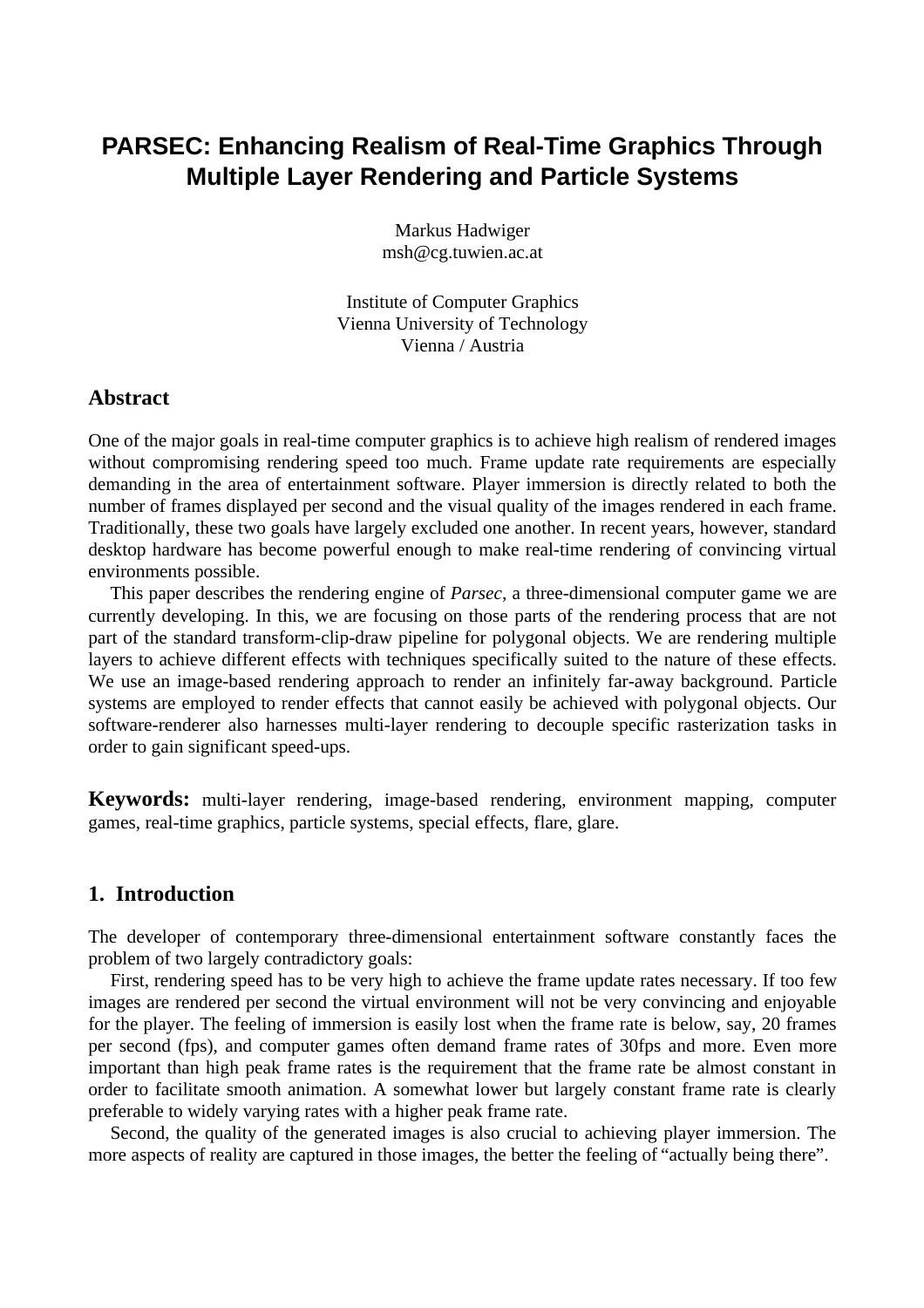# PARSEC: Enhancing Realism of Real-Time Graphics Through Multiple Layer Rendering and Particle Systems

Markus Hadwiger
msh@cg.tuwien.ac.at

Institute of Computer Graphics
Vienna University of Technology
Vienna / Austria

## Abstract

One of the major goals in real-time computer graphics is to achieve high realism of rendered images without compromising rendering speed too much. Frame update rate requirements are especially demanding in the area of entertainment software. Player immersion is directly related to both the number of frames displayed per second and the visual quality of the images rendered in each frame. Traditionally, these two goals have largely excluded one another. In recent years, however, standard desktop hardware has become powerful enough to make real-time rendering of convincing virtual environments possible.

This paper describes the rendering engine of *Parsec*, a three-dimensional computer game we are currently developing. In this, we are focusing on those parts of the rendering process that are not part of the standard transform-clip-draw pipeline for polygonal objects. We are rendering multiple layers to achieve different effects with techniques specifically suited to the nature of these effects. We use an image-based rendering approach to render an infinitely far-away background. Particle systems are employed to render effects that cannot easily be achieved with polygonal objects. Our software-renderer also harnesses multi-layer rendering to decouple specific rasterization tasks in order to gain significant speed-ups.

**Keywords:** multi-layer rendering, image-based rendering, environment mapping, computer games, real-time graphics, particle systems, special effects, flare, glare.

## 1. Introduction

The developer of contemporary three-dimensional entertainment software constantly faces the problem of two largely contradictory goals:

First, rendering speed has to be very high to achieve the frame update rates necessary. If too few images are rendered per second the virtual environment will not be very convincing and enjoyable for the player. The feeling of immersion is easily lost when the frame rate is below, say, 20 frames per second (fps), and computer games often demand frame rates of 30fps and more. Even more important than high peak frame rates is the requirement that the frame rate be almost constant in order to facilitate smooth animation. A somewhat lower but largely constant frame rate is clearly preferable to widely varying rates with a higher peak frame rate.

Second, the quality of the generated images is also crucial to achieving player immersion. The more aspects of reality are captured in those images, the better the feeling of "actually being there".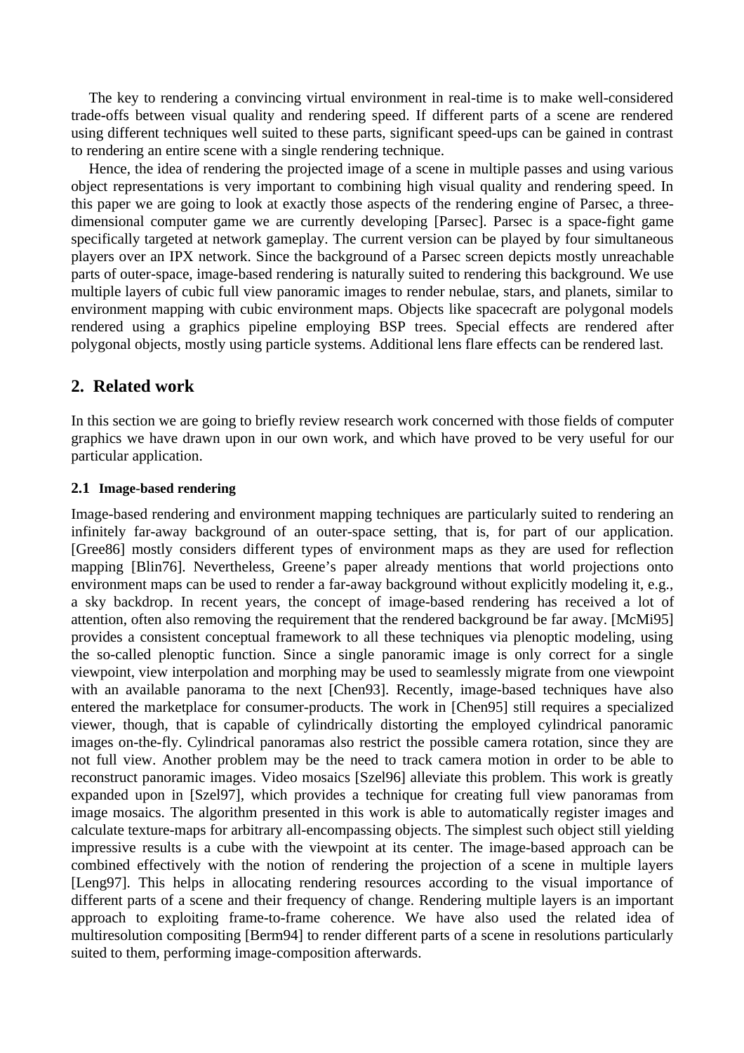The key to rendering a convincing virtual environment in real-time is to make well-considered trade-offs between visual quality and rendering speed. If different parts of a scene are rendered using different techniques well suited to these parts, significant speed-ups can be gained in contrast to rendering an entire scene with a single rendering technique.

Hence, the idea of rendering the projected image of a scene in multiple passes and using various object representations is very important to combining high visual quality and rendering speed. In this paper we are going to look at exactly those aspects of the rendering engine of Parsec, a three-dimensional computer game we are currently developing [Parsec]. Parsec is a space-fight game specifically targeted at network gameplay. The current version can be played by four simultaneous players over an IPX network. Since the background of a Parsec screen depicts mostly unreachable parts of outer-space, image-based rendering is naturally suited to rendering this background. We use multiple layers of cubic full view panoramic images to render nebulae, stars, and planets, similar to environment mapping with cubic environment maps. Objects like spacecraft are polygonal models rendered using a graphics pipeline employing BSP trees. Special effects are rendered after polygonal objects, mostly using particle systems. Additional lens flare effects can be rendered last.

## 2. Related work

In this section we are going to briefly review research work concerned with those fields of computer graphics we have drawn upon in our own work, and which have proved to be very useful for our particular application.

### 2.1 Image-based rendering

Image-based rendering and environment mapping techniques are particularly suited to rendering an infinitely far-away background of an outer-space setting, that is, for part of our application. [Gree86] mostly considers different types of environment maps as they are used for reflection mapping [Blin76]. Nevertheless, Greene's paper already mentions that world projections onto environment maps can be used to render a far-away background without explicitly modeling it, e.g., a sky backdrop. In recent years, the concept of image-based rendering has received a lot of attention, often also removing the requirement that the rendered background be far away. [McMi95] provides a consistent conceptual framework to all these techniques via plenoptic modeling, using the so-called plenoptic function. Since a single panoramic image is only correct for a single viewpoint, view interpolation and morphing may be used to seamlessly migrate from one viewpoint with an available panorama to the next [Chen93]. Recently, image-based techniques have also entered the marketplace for consumer-products. The work in [Chen95] still requires a specialized viewer, though, that is capable of cylindrically distorting the employed cylindrical panoramic images on-the-fly. Cylindrical panoramas also restrict the possible camera rotation, since they are not full view. Another problem may be the need to track camera motion in order to be able to reconstruct panoramic images. Video mosaics [Szel96] alleviate this problem. This work is greatly expanded upon in [Szel97], which provides a technique for creating full view panoramas from image mosaics. The algorithm presented in this work is able to automatically register images and calculate texture-maps for arbitrary all-encompassing objects. The simplest such object still yielding impressive results is a cube with the viewpoint at its center. The image-based approach can be combined effectively with the notion of rendering the projection of a scene in multiple layers [Leng97]. This helps in allocating rendering resources according to the visual importance of different parts of a scene and their frequency of change. Rendering multiple layers is an important approach to exploiting frame-to-frame coherence. We have also used the related idea of multiresolution compositing [Berm94] to render different parts of a scene in resolutions particularly suited to them, performing image-composition afterwards.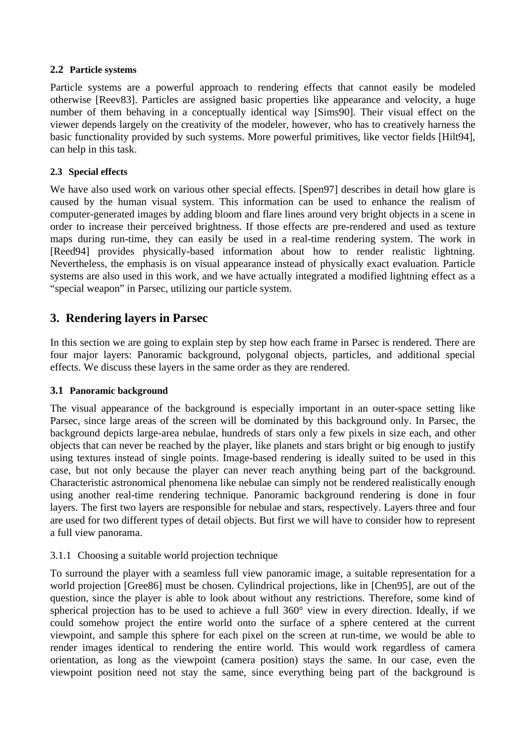### 2.2 Particle systems

Particle systems are a powerful approach to rendering effects that cannot easily be modeled otherwise [Reev83]. Particles are assigned basic properties like appearance and velocity, a huge number of them behaving in a conceptually identical way [Sims90]. Their visual effect on the viewer depends largely on the creativity of the modeler, however, who has to creatively harness the basic functionality provided by such systems. More powerful primitives, like vector fields [Hilt94], can help in this task.

### 2.3 Special effects

We have also used work on various other special effects. [Spen97] describes in detail how glare is caused by the human visual system. This information can be used to enhance the realism of computer-generated images by adding bloom and flare lines around very bright objects in a scene in order to increase their perceived brightness. If those effects are pre-rendered and used as texture maps during run-time, they can easily be used in a real-time rendering system. The work in [Reed94] provides physically-based information about how to render realistic lightning. Nevertheless, the emphasis is on visual appearance instead of physically exact evaluation. Particle systems are also used in this work, and we have actually integrated a modified lightning effect as a "special weapon" in Parsec, utilizing our particle system.

## 3. Rendering layers in Parsec

In this section we are going to explain step by step how each frame in Parsec is rendered. There are four major layers: Panoramic background, polygonal objects, particles, and additional special effects. We discuss these layers in the same order as they are rendered.

### 3.1 Panoramic background

The visual appearance of the background is especially important in an outer-space setting like Parsec, since large areas of the screen will be dominated by this background only. In Parsec, the background depicts large-area nebulae, hundreds of stars only a few pixels in size each, and other objects that can never be reached by the player, like planets and stars bright or big enough to justify using textures instead of single points. Image-based rendering is ideally suited to be used in this case, but not only because the player can never reach anything being part of the background. Characteristic astronomical phenomena like nebulae can simply not be rendered realistically enough using another real-time rendering technique. Panoramic background rendering is done in four layers. The first two layers are responsible for nebulae and stars, respectively. Layers three and four are used for two different types of detail objects. But first we will have to consider how to represent a full view panorama.

#### 3.1.1 Choosing a suitable world projection technique

To surround the player with a seamless full view panoramic image, a suitable representation for a world projection [Gree86] must be chosen. Cylindrical projections, like in [Chen95], are out of the question, since the player is able to look about without any restrictions. Therefore, some kind of spherical projection has to be used to achieve a full 360° view in every direction. Ideally, if we could somehow project the entire world onto the surface of a sphere centered at the current viewpoint, and sample this sphere for each pixel on the screen at run-time, we would be able to render images identical to rendering the entire world. This would work regardless of camera orientation, as long as the viewpoint (camera position) stays the same. In our case, even the viewpoint position need not stay the same, since everything being part of the background is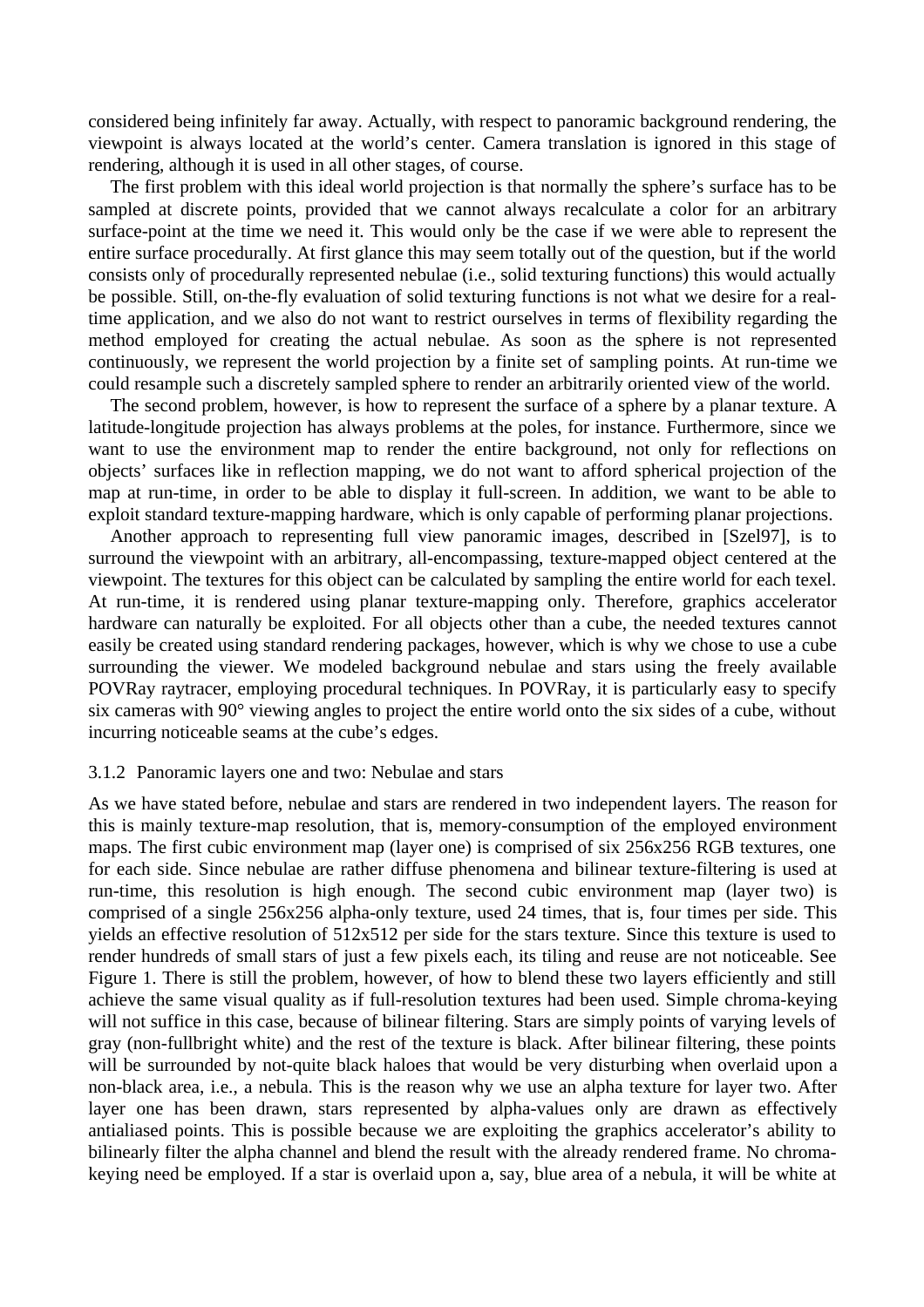considered being infinitely far away. Actually, with respect to panoramic background rendering, the viewpoint is always located at the world's center. Camera translation is ignored in this stage of rendering, although it is used in all other stages, of course.

The first problem with this ideal world projection is that normally the sphere's surface has to be sampled at discrete points, provided that we cannot always recalculate a color for an arbitrary surface-point at the time we need it. This would only be the case if we were able to represent the entire surface procedurally. At first glance this may seem totally out of the question, but if the world consists only of procedurally represented nebulae (i.e., solid texturing functions) this would actually be possible. Still, on-the-fly evaluation of solid texturing functions is not what we desire for a real-time application, and we also do not want to restrict ourselves in terms of flexibility regarding the method employed for creating the actual nebulae. As soon as the sphere is not represented continuously, we represent the world projection by a finite set of sampling points. At run-time we could resample such a discretely sampled sphere to render an arbitrarily oriented view of the world.

The second problem, however, is how to represent the surface of a sphere by a planar texture. A latitude-longitude projection has always problems at the poles, for instance. Furthermore, since we want to use the environment map to render the entire background, not only for reflections on objects' surfaces like in reflection mapping, we do not want to afford spherical projection of the map at run-time, in order to be able to display it full-screen. In addition, we want to be able to exploit standard texture-mapping hardware, which is only capable of performing planar projections.

Another approach to representing full view panoramic images, described in [Szel97], is to surround the viewpoint with an arbitrary, all-encompassing, texture-mapped object centered at the viewpoint. The textures for this object can be calculated by sampling the entire world for each texel. At run-time, it is rendered using planar texture-mapping only. Therefore, graphics accelerator hardware can naturally be exploited. For all objects other than a cube, the needed textures cannot easily be created using standard rendering packages, however, which is why we chose to use a cube surrounding the viewer. We modeled background nebulae and stars using the freely available POVRay raytracer, employing procedural techniques. In POVRay, it is particularly easy to specify six cameras with 90° viewing angles to project the entire world onto the six sides of a cube, without incurring noticeable seams at the cube's edges.

### 3.1.2 Panoramic layers one and two: Nebulae and stars

As we have stated before, nebulae and stars are rendered in two independent layers. The reason for this is mainly texture-map resolution, that is, memory-consumption of the employed environment maps. The first cubic environment map (layer one) is comprised of six 256x256 RGB textures, one for each side. Since nebulae are rather diffuse phenomena and bilinear texture-filtering is used at run-time, this resolution is high enough. The second cubic environment map (layer two) is comprised of a single 256x256 alpha-only texture, used 24 times, that is, four times per side. This yields an effective resolution of 512x512 per side for the stars texture. Since this texture is used to render hundreds of small stars of just a few pixels each, its tiling and reuse are not noticeable. See Figure 1. There is still the problem, however, of how to blend these two layers efficiently and still achieve the same visual quality as if full-resolution textures had been used. Simple chroma-keying will not suffice in this case, because of bilinear filtering. Stars are simply points of varying levels of gray (non-fullbright white) and the rest of the texture is black. After bilinear filtering, these points will be surrounded by not-quite black haloes that would be very disturbing when overlaid upon a non-black area, i.e., a nebula. This is the reason why we use an alpha texture for layer two. After layer one has been drawn, stars represented by alpha-values only are drawn as effectively antialiased points. This is possible because we are exploiting the graphics accelerator's ability to bilinearly filter the alpha channel and blend the result with the already rendered frame. No chroma-keying need be employed. If a star is overlaid upon a, say, blue area of a nebula, it will be white at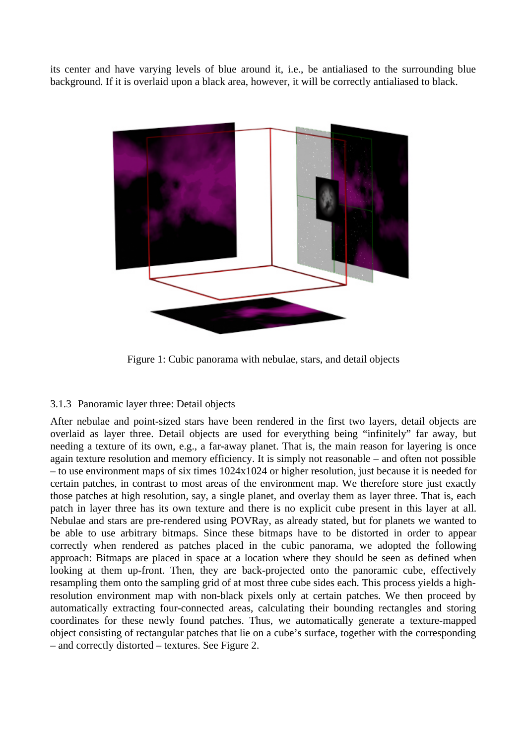its center and have varying levels of blue around it, i.e., be antialiased to the surrounding blue background. If it is overlaid upon a black area, however, it will be correctly antialiased to black.

Figure 1: Cubic panorama with nebulae, stars, and detail objects

### 3.1.3 Panoramic layer three: Detail objects

After nebulae and point-sized stars have been rendered in the first two layers, detail objects are overlaid as layer three. Detail objects are used for everything being "infinitely" far away, but needing a texture of its own, e.g., a far-away planet. That is, the main reason for layering is once again texture resolution and memory efficiency. It is simply not reasonable – and often not possible – to use environment maps of six times 1024x1024 or higher resolution, just because it is needed for certain patches, in contrast to most areas of the environment map. We therefore store just exactly those patches at high resolution, say, a single planet, and overlay them as layer three. That is, each patch in layer three has its own texture and there is no explicit cube present in this layer at all. Nebulae and stars are pre-rendered using POVRay, as already stated, but for planets we wanted to be able to use arbitrary bitmaps. Since these bitmaps have to be distorted in order to appear correctly when rendered as patches placed in the cubic panorama, we adopted the following approach: Bitmaps are placed in space at a location where they should be seen as defined when looking at them up-front. Then, they are back-projected onto the panoramic cube, effectively resampling them onto the sampling grid of at most three cube sides each. This process yields a high-resolution environment map with non-black pixels only at certain patches. We then proceed by automatically extracting four-connected areas, calculating their bounding rectangles and storing coordinates for these newly found patches. Thus, we automatically generate a texture-mapped object consisting of rectangular patches that lie on a cube's surface, together with the corresponding – and correctly distorted – textures. See Figure 2.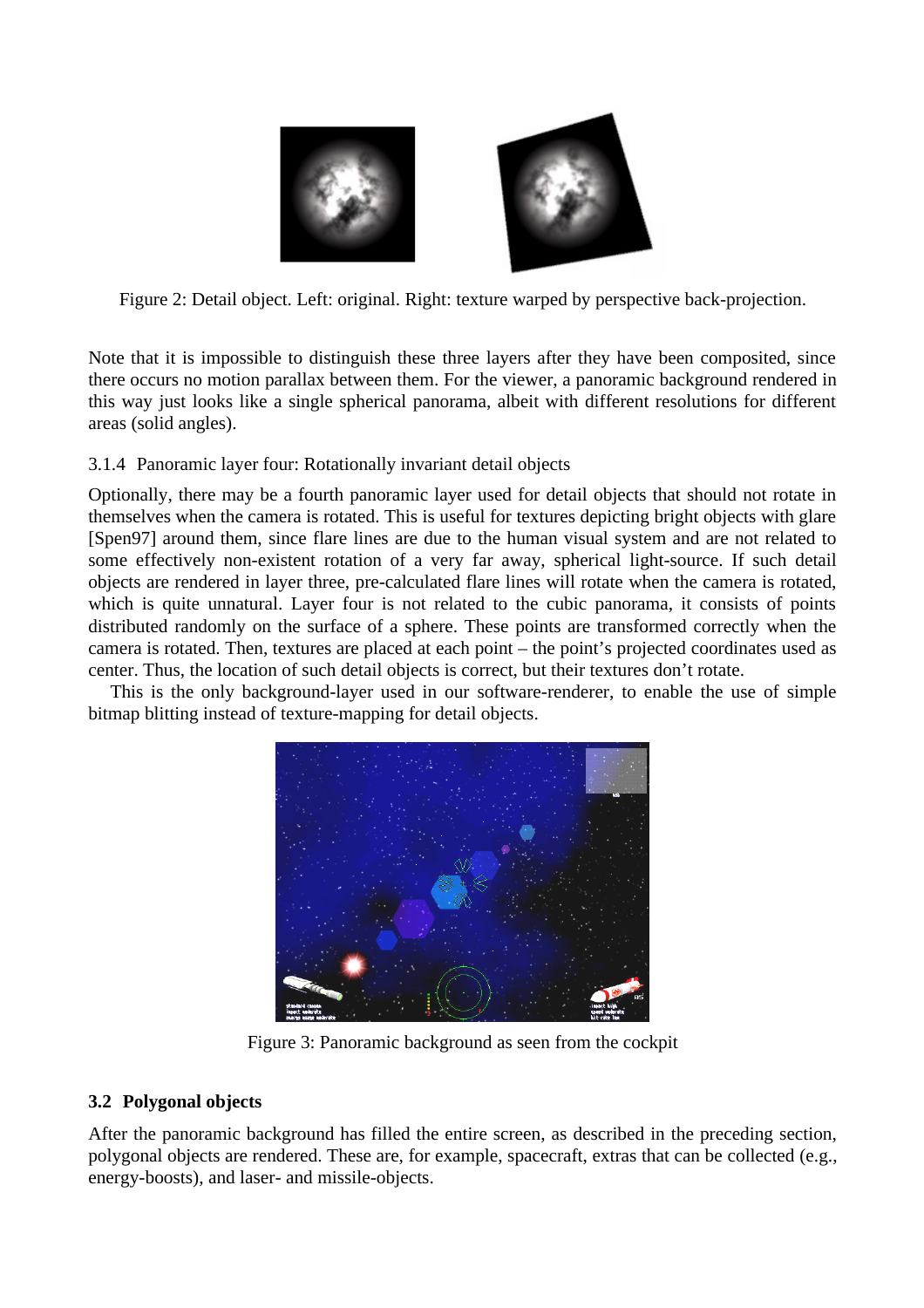Figure 2: Detail object. Left: original. Right: texture warped by perspective back-projection.

Note that it is impossible to distinguish these three layers after they have been composited, since there occurs no motion parallax between them. For the viewer, a panoramic background rendered in this way just looks like a single spherical panorama, albeit with different resolutions for different areas (solid angles).

#### 3.1.4 Panoramic layer four: Rotationally invariant detail objects

Optionally, there may be a fourth panoramic layer used for detail objects that should not rotate in themselves when the camera is rotated. This is useful for textures depicting bright objects with glare [Spen97] around them, since flare lines are due to the human visual system and are not related to some effectively non-existent rotation of a very far away, spherical light-source. If such detail objects are rendered in layer three, pre-calculated flare lines will rotate when the camera is rotated, which is quite unnatural. Layer four is not related to the cubic panorama, it consists of points distributed randomly on the surface of a sphere. These points are transformed correctly when the camera is rotated. Then, textures are placed at each point – the point's projected coordinates used as center. Thus, the location of such detail objects is correct, but their textures don't rotate.

This is the only background-layer used in our software-renderer, to enable the use of simple bitmap blitting instead of texture-mapping for detail objects.

Figure 3: Panoramic background as seen from the cockpit

### 3.2 Polygonal objects

After the panoramic background has filled the entire screen, as described in the preceding section, polygonal objects are rendered. These are, for example, spacecraft, extras that can be collected (e.g., energy-boosts), and laser- and missile-objects.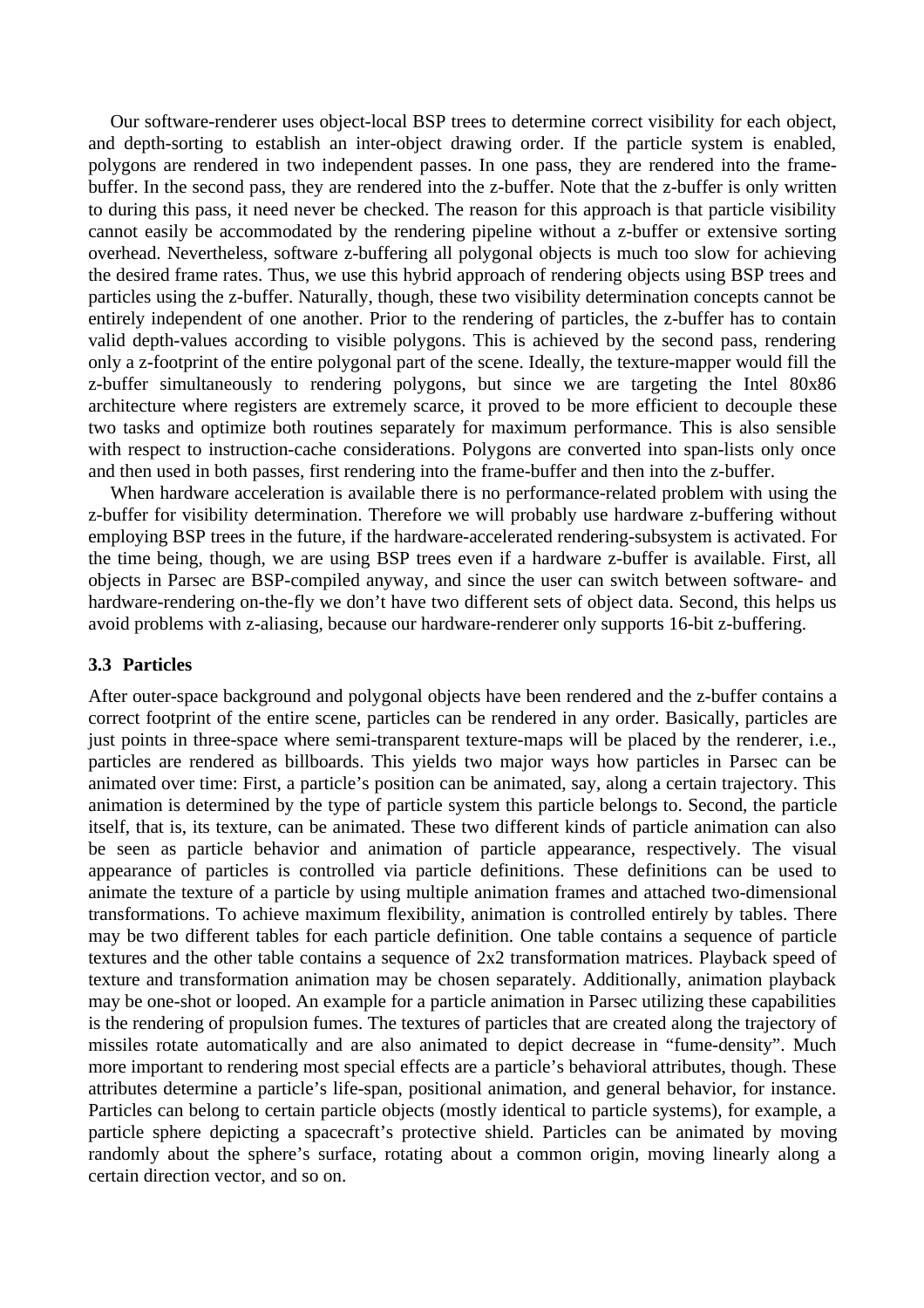Our software-renderer uses object-local BSP trees to determine correct visibility for each object, and depth-sorting to establish an inter-object drawing order. If the particle system is enabled, polygons are rendered in two independent passes. In one pass, they are rendered into the frame-buffer. In the second pass, they are rendered into the z-buffer. Note that the z-buffer is only written to during this pass, it need never be checked. The reason for this approach is that particle visibility cannot easily be accommodated by the rendering pipeline without a z-buffer or extensive sorting overhead. Nevertheless, software z-buffering all polygonal objects is much too slow for achieving the desired frame rates. Thus, we use this hybrid approach of rendering objects using BSP trees and particles using the z-buffer. Naturally, though, these two visibility determination concepts cannot be entirely independent of one another. Prior to the rendering of particles, the z-buffer has to contain valid depth-values according to visible polygons. This is achieved by the second pass, rendering only a z-footprint of the entire polygonal part of the scene. Ideally, the texture-mapper would fill the z-buffer simultaneously to rendering polygons, but since we are targeting the Intel 80x86 architecture where registers are extremely scarce, it proved to be more efficient to decouple these two tasks and optimize both routines separately for maximum performance. This is also sensible with respect to instruction-cache considerations. Polygons are converted into span-lists only once and then used in both passes, first rendering into the frame-buffer and then into the z-buffer.

When hardware acceleration is available there is no performance-related problem with using the z-buffer for visibility determination. Therefore we will probably use hardware z-buffering without employing BSP trees in the future, if the hardware-accelerated rendering-subsystem is activated. For the time being, though, we are using BSP trees even if a hardware z-buffer is available. First, all objects in Parsec are BSP-compiled anyway, and since the user can switch between software- and hardware-rendering on-the-fly we don't have two different sets of object data. Second, this helps us avoid problems with z-aliasing, because our hardware-renderer only supports 16-bit z-buffering.

### 3.3 Particles

After outer-space background and polygonal objects have been rendered and the z-buffer contains a correct footprint of the entire scene, particles can be rendered in any order. Basically, particles are just points in three-space where semi-transparent texture-maps will be placed by the renderer, i.e., particles are rendered as billboards. This yields two major ways how particles in Parsec can be animated over time: First, a particle's position can be animated, say, along a certain trajectory. This animation is determined by the type of particle system this particle belongs to. Second, the particle itself, that is, its texture, can be animated. These two different kinds of particle animation can also be seen as particle behavior and animation of particle appearance, respectively. The visual appearance of particles is controlled via particle definitions. These definitions can be used to animate the texture of a particle by using multiple animation frames and attached two-dimensional transformations. To achieve maximum flexibility, animation is controlled entirely by tables. There may be two different tables for each particle definition. One table contains a sequence of particle textures and the other table contains a sequence of 2x2 transformation matrices. Playback speed of texture and transformation animation may be chosen separately. Additionally, animation playback may be one-shot or looped. An example for a particle animation in Parsec utilizing these capabilities is the rendering of propulsion fumes. The textures of particles that are created along the trajectory of missiles rotate automatically and are also animated to depict decrease in "fume-density". Much more important to rendering most special effects are a particle's behavioral attributes, though. These attributes determine a particle's life-span, positional animation, and general behavior, for instance. Particles can belong to certain particle objects (mostly identical to particle systems), for example, a particle sphere depicting a spacecraft's protective shield. Particles can be animated by moving randomly about the sphere's surface, rotating about a common origin, moving linearly along a certain direction vector, and so on.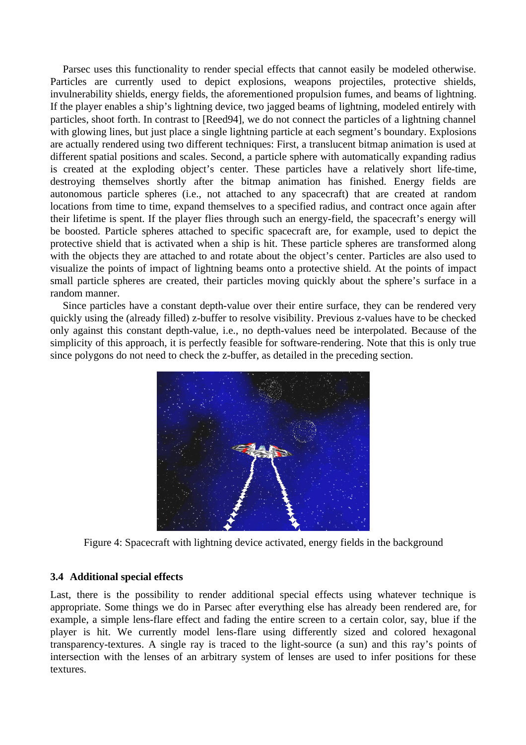Parsec uses this functionality to render special effects that cannot easily be modeled otherwise. Particles are currently used to depict explosions, weapons projectiles, protective shields, invulnerability shields, energy fields, the aforementioned propulsion fumes, and beams of lightning. If the player enables a ship's lightning device, two jagged beams of lightning, modeled entirely with particles, shoot forth. In contrast to [Reed94], we do not connect the particles of a lightning channel with glowing lines, but just place a single lightning particle at each segment's boundary. Explosions are actually rendered using two different techniques: First, a translucent bitmap animation is used at different spatial positions and scales. Second, a particle sphere with automatically expanding radius is created at the exploding object's center. These particles have a relatively short life-time, destroying themselves shortly after the bitmap animation has finished. Energy fields are autonomous particle spheres (i.e., not attached to any spacecraft) that are created at random locations from time to time, expand themselves to a specified radius, and contract once again after their lifetime is spent. If the player flies through such an energy-field, the spacecraft's energy will be boosted. Particle spheres attached to specific spacecraft are, for example, used to depict the protective shield that is activated when a ship is hit. These particle spheres are transformed along with the objects they are attached to and rotate about the object's center. Particles are also used to visualize the points of impact of lightning beams onto a protective shield. At the points of impact small particle spheres are created, their particles moving quickly about the sphere's surface in a random manner.

Since particles have a constant depth-value over their entire surface, they can be rendered very quickly using the (already filled) z-buffer to resolve visibility. Previous z-values have to be checked only against this constant depth-value, i.e., no depth-values need be interpolated. Because of the simplicity of this approach, it is perfectly feasible for software-rendering. Note that this is only true since polygons do not need to check the z-buffer, as detailed in the preceding section.

Figure 4: Spacecraft with lightning device activated, energy fields in the background

### 3.4 Additional special effects

Last, there is the possibility to render additional special effects using whatever technique is appropriate. Some things we do in Parsec after everything else has already been rendered are, for example, a simple lens-flare effect and fading the entire screen to a certain color, say, blue if the player is hit. We currently model lens-flare using differently sized and colored hexagonal transparency-textures. A single ray is traced to the light-source (a sun) and this ray's points of intersection with the lenses of an arbitrary system of lenses are used to infer positions for these textures.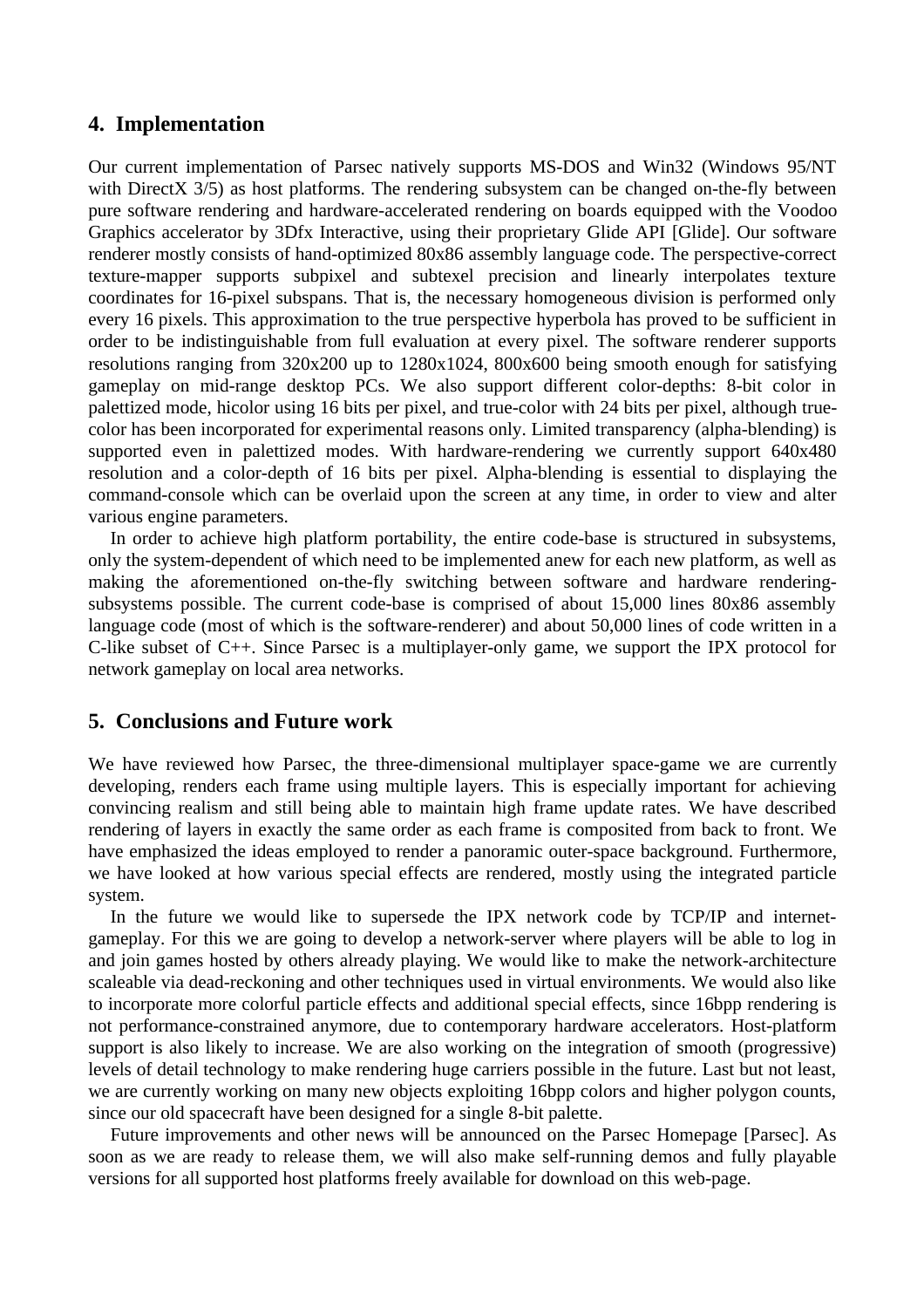## 4. Implementation

Our current implementation of Parsec natively supports MS-DOS and Win32 (Windows 95/NT with DirectX 3/5) as host platforms. The rendering subsystem can be changed on-the-fly between pure software rendering and hardware-accelerated rendering on boards equipped with the Voodoo Graphics accelerator by 3Dfx Interactive, using their proprietary Glide API [Glide]. Our software renderer mostly consists of hand-optimized 80x86 assembly language code. The perspective-correct texture-mapper supports subpixel and subtexel precision and linearly interpolates texture coordinates for 16-pixel subspans. That is, the necessary homogeneous division is performed only every 16 pixels. This approximation to the true perspective hyperbola has proved to be sufficient in order to be indistinguishable from full evaluation at every pixel. The software renderer supports resolutions ranging from 320x200 up to 1280x1024, 800x600 being smooth enough for satisfying gameplay on mid-range desktop PCs. We also support different color-depths: 8-bit color in palettized mode, hicolor using 16 bits per pixel, and true-color with 24 bits per pixel, although true-color has been incorporated for experimental reasons only. Limited transparency (alpha-blending) is supported even in palettized modes. With hardware-rendering we currently support 640x480 resolution and a color-depth of 16 bits per pixel. Alpha-blending is essential to displaying the command-console which can be overlaid upon the screen at any time, in order to view and alter various engine parameters.

In order to achieve high platform portability, the entire code-base is structured in subsystems, only the system-dependent of which need to be implemented anew for each new platform, as well as making the aforementioned on-the-fly switching between software and hardware rendering-subsystems possible. The current code-base is comprised of about 15,000 lines 80x86 assembly language code (most of which is the software-renderer) and about 50,000 lines of code written in a C-like subset of C++. Since Parsec is a multiplayer-only game, we support the IPX protocol for network gameplay on local area networks.

## 5. Conclusions and Future work

We have reviewed how Parsec, the three-dimensional multiplayer space-game we are currently developing, renders each frame using multiple layers. This is especially important for achieving convincing realism and still being able to maintain high frame update rates. We have described rendering of layers in exactly the same order as each frame is composited from back to front. We have emphasized the ideas employed to render a panoramic outer-space background. Furthermore, we have looked at how various special effects are rendered, mostly using the integrated particle system.

In the future we would like to supersede the IPX network code by TCP/IP and internet-gameplay. For this we are going to develop a network-server where players will be able to log in and join games hosted by others already playing. We would like to make the network-architecture scaleable via dead-reckoning and other techniques used in virtual environments. We would also like to incorporate more colorful particle effects and additional special effects, since 16bpp rendering is not performance-constrained anymore, due to contemporary hardware accelerators. Host-platform support is also likely to increase. We are also working on the integration of smooth (progressive) levels of detail technology to make rendering huge carriers possible in the future. Last but not least, we are currently working on many new objects exploiting 16bpp colors and higher polygon counts, since our old spacecraft have been designed for a single 8-bit palette.

Future improvements and other news will be announced on the Parsec Homepage [Parsec]. As soon as we are ready to release them, we will also make self-running demos and fully playable versions for all supported host platforms freely available for download on this web-page.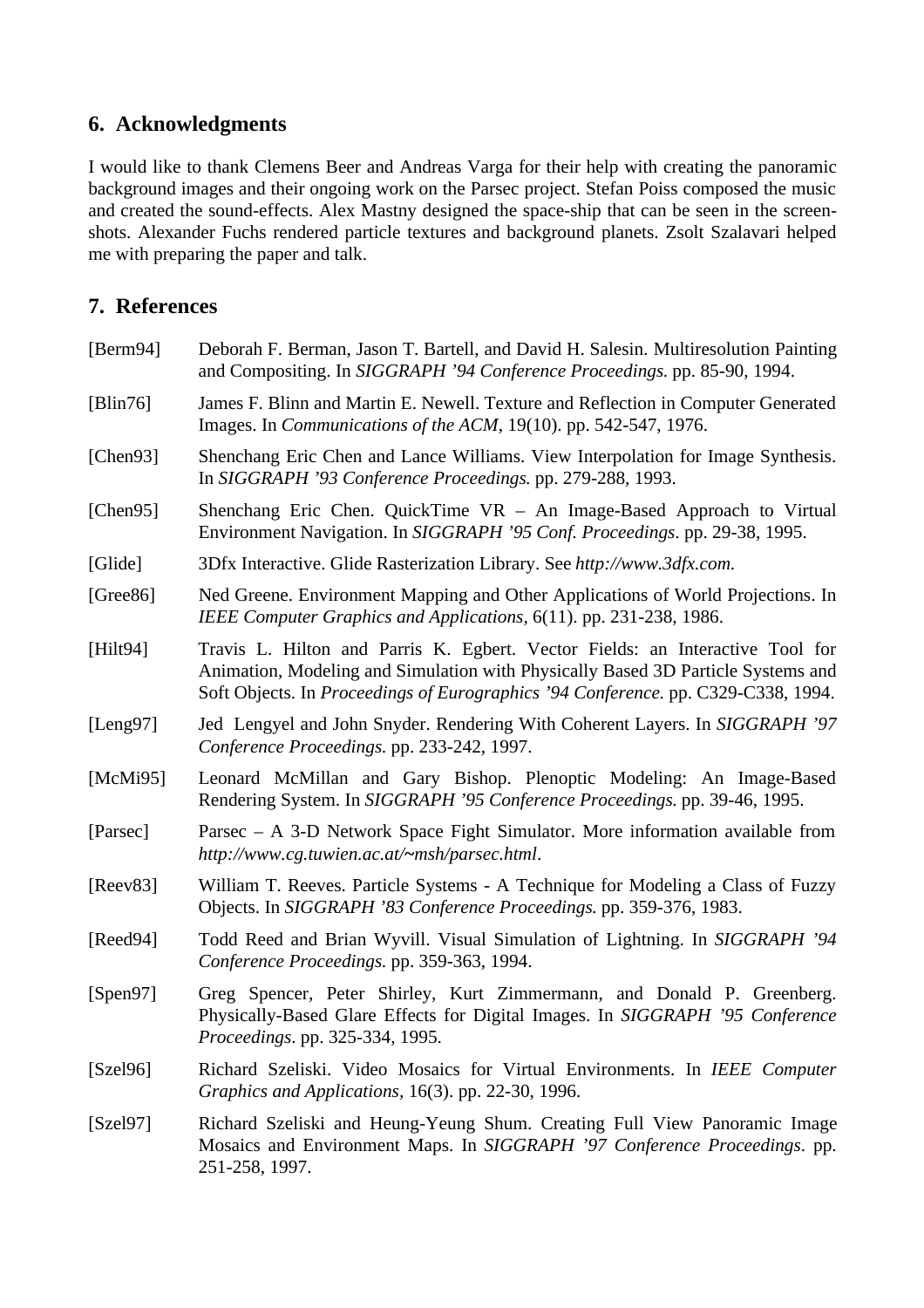## 6. Acknowledgments

I would like to thank Clemens Beer and Andreas Varga for their help with creating the panoramic background images and their ongoing work on the Parsec project. Stefan Poiss composed the music and created the sound-effects. Alex Mastny designed the space-ship that can be seen in the screen-shots. Alexander Fuchs rendered particle textures and background planets. Zsolt Szalavari helped me with preparing the paper and talk.

## 7. References

[Berm94] Deborah F. Berman, Jason T. Bartell, and David H. Salesin. Multiresolution Painting and Compositing. In *SIGGRAPH '94 Conference Proceedings.* pp. 85-90, 1994.

[Blin76] James F. Blinn and Martin E. Newell. Texture and Reflection in Computer Generated Images. In *Communications of the ACM*, 19(10). pp. 542-547, 1976.

[Chen93] Shenchang Eric Chen and Lance Williams. View Interpolation for Image Synthesis. In *SIGGRAPH '93 Conference Proceedings.* pp. 279-288, 1993.

[Chen95] Shenchang Eric Chen. QuickTime VR – An Image-Based Approach to Virtual Environment Navigation. In *SIGGRAPH '95 Conf. Proceedings*. pp. 29-38, 1995.

[Glide] 3Dfx Interactive. Glide Rasterization Library. See *http://www.3dfx.com.*

[Gree86] Ned Greene. Environment Mapping and Other Applications of World Projections. In *IEEE Computer Graphics and Applications*, 6(11). pp. 231-238, 1986.

[Hilt94] Travis L. Hilton and Parris K. Egbert. Vector Fields: an Interactive Tool for Animation, Modeling and Simulation with Physically Based 3D Particle Systems and Soft Objects. In *Proceedings of Eurographics '94 Conference.* pp. C329-C338, 1994.

[Leng97] Jed Lengyel and John Snyder. Rendering With Coherent Layers. In *SIGGRAPH '97 Conference Proceedings.* pp. 233-242, 1997.

[McMi95] Leonard McMillan and Gary Bishop. Plenoptic Modeling: An Image-Based Rendering System. In *SIGGRAPH '95 Conference Proceedings.* pp. 39-46, 1995.

[Parsec] Parsec – A 3-D Network Space Fight Simulator. More information available from *http://www.cg.tuwien.ac.at/~msh/parsec.html*.

[Reev83] William T. Reeves. Particle Systems - A Technique for Modeling a Class of Fuzzy Objects. In *SIGGRAPH '83 Conference Proceedings.* pp. 359-376, 1983.

[Reed94] Todd Reed and Brian Wyvill. Visual Simulation of Lightning. In *SIGGRAPH '94 Conference Proceedings.* pp. 359-363, 1994.

[Spen97] Greg Spencer, Peter Shirley, Kurt Zimmermann, and Donald P. Greenberg. Physically-Based Glare Effects for Digital Images. In *SIGGRAPH '95 Conference Proceedings*. pp. 325-334, 1995.

[Szel96] Richard Szeliski. Video Mosaics for Virtual Environments. In *IEEE Computer Graphics and Applications*, 16(3). pp. 22-30, 1996.

[Szel97] Richard Szeliski and Heung-Yeung Shum. Creating Full View Panoramic Image Mosaics and Environment Maps. In *SIGGRAPH '97 Conference Proceedings*. pp. 251-258, 1997.